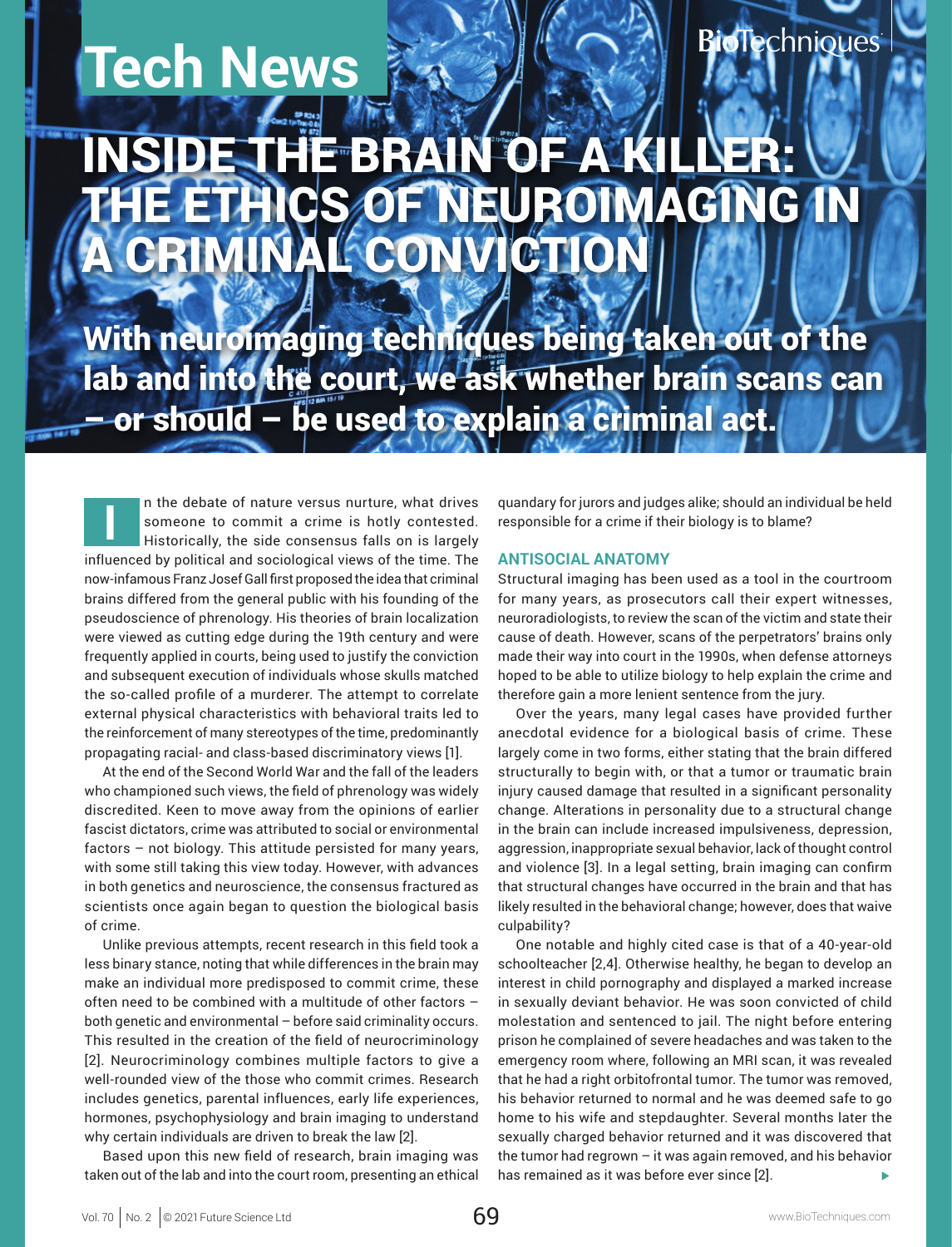Tech News

# INSIDE THE BRAIN OF A KILLER: THE ETHICS OF NEUROIMAGING IN A CRIMINAL CONVICTION

**With neuroimaging techniques being taken out of the lab and into the court, we ask whether brain scans can – or should – be used to explain a criminal act.**

In the debate of nature versus nurture, what drives someone to commit a crime is hotly contested. Historically, the side consensus falls on is largely influenced by political and sociological views of the time. The now-infamous Franz Josef Gall first proposed the idea that criminal brains differed from the general public with his founding of the pseudoscience of phrenology. His theories of brain localization were viewed as cutting edge during the 19th century and were frequently applied in courts, being used to justify the conviction and subsequent execution of individuals whose skulls matched the so-called profile of a murderer. The attempt to correlate external physical characteristics with behavioral traits led to the reinforcement of many stereotypes of the time, predominantly propagating racial- and class-based discriminatory views [1].

At the end of the Second World War and the fall of the leaders who championed such views, the field of phrenology was widely discredited. Keen to move away from the opinions of earlier fascist dictators, crime was attributed to social or environmental factors – not biology. This attitude persisted for many years, with some still taking this view today. However, with advances in both genetics and neuroscience, the consensus fractured as scientists once again began to question the biological basis of crime.

Unlike previous attempts, recent research in this field took a less binary stance, noting that while differences in the brain may make an individual more predisposed to commit crime, these often need to be combined with a multitude of other factors – both genetic and environmental – before said criminality occurs. This resulted in the creation of the field of neurocriminology [2]. Neurocriminology combines multiple factors to give a well-rounded view of the those who commit crimes. Research includes genetics, parental influences, early life experiences, hormones, psychophysiology and brain imaging to understand why certain individuals are driven to break the law [2].

Based upon this new field of research, brain imaging was taken out of the lab and into the court room, presenting an ethical quandary for jurors and judges alike; should an individual be held responsible for a crime if their biology is to blame?

## ANTISOCIAL ANATOMY

Structural imaging has been used as a tool in the courtroom for many years, as prosecutors call their expert witnesses, neuroradiologists, to review the scan of the victim and state their cause of death. However, scans of the perpetrators' brains only made their way into court in the 1990s, when defense attorneys hoped to be able to utilize biology to help explain the crime and therefore gain a more lenient sentence from the jury.

Over the years, many legal cases have provided further anecdotal evidence for a biological basis of crime. These largely come in two forms, either stating that the brain differed structurally to begin with, or that a tumor or traumatic brain injury caused damage that resulted in a significant personality change. Alterations in personality due to a structural change in the brain can include increased impulsiveness, depression, aggression, inappropriate sexual behavior, lack of thought control and violence [3]. In a legal setting, brain imaging can confirm that structural changes have occurred in the brain and that has likely resulted in the behavioral change; however, does that waive culpability?

One notable and highly cited case is that of a 40-year-old schoolteacher [2,4]. Otherwise healthy, he began to develop an interest in child pornography and displayed a marked increase in sexually deviant behavior. He was soon convicted of child molestation and sentenced to jail. The night before entering prison he complained of severe headaches and was taken to the emergency room where, following an MRI scan, it was revealed that he had a right orbitofrontal tumor. The tumor was removed, his behavior returned to normal and he was deemed safe to go home to his wife and stepdaughter. Several months later the sexually charged behavior returned and it was discovered that the tumor had regrown – it was again removed, and his behavior has remained as it was before ever since [2].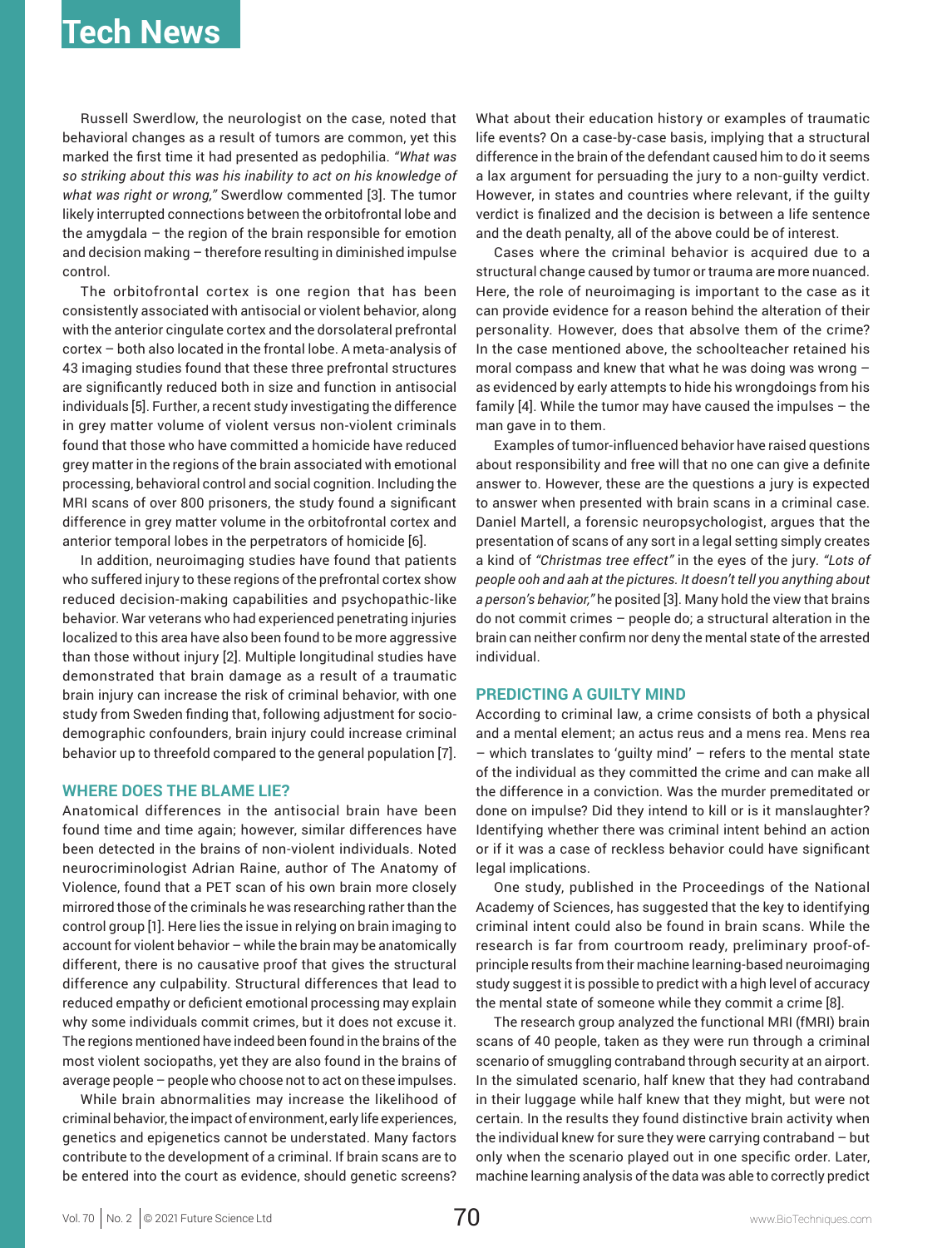Russell Swerdlow, the neurologist on the case, noted that behavioral changes as a result of tumors are common, yet this marked the first time it had presented as pedophilia. *"What was so striking about this was his inability to act on his knowledge of what was right or wrong,"* Swerdlow commented [3]. The tumor likely interrupted connections between the orbitofrontal lobe and the amygdala – the region of the brain responsible for emotion and decision making – therefore resulting in diminished impulse control.

The orbitofrontal cortex is one region that has been consistently associated with antisocial or violent behavior, along with the anterior cingulate cortex and the dorsolateral prefrontal cortex – both also located in the frontal lobe. A meta-analysis of 43 imaging studies found that these three prefrontal structures are significantly reduced both in size and function in antisocial individuals [5]. Further, a recent study investigating the difference in grey matter volume of violent versus non-violent criminals found that those who have committed a homicide have reduced grey matter in the regions of the brain associated with emotional processing, behavioral control and social cognition. Including the MRI scans of over 800 prisoners, the study found a significant difference in grey matter volume in the orbitofrontal cortex and anterior temporal lobes in the perpetrators of homicide [6].

In addition, neuroimaging studies have found that patients who suffered injury to these regions of the prefrontal cortex show reduced decision-making capabilities and psychopathic-like behavior. War veterans who had experienced penetrating injuries localized to this area have also been found to be more aggressive than those without injury [2]. Multiple longitudinal studies have demonstrated that brain damage as a result of a traumatic brain injury can increase the risk of criminal behavior, with one study from Sweden finding that, following adjustment for socio-demographic confounders, brain injury could increase criminal behavior up to threefold compared to the general population [7].

## WHERE DOES THE BLAME LIE?

Anatomical differences in the antisocial brain have been found time and time again; however, similar differences have been detected in the brains of non-violent individuals. Noted neurocriminologist Adrian Raine, author of The Anatomy of Violence, found that a PET scan of his own brain more closely mirrored those of the criminals he was researching rather than the control group [1]. Here lies the issue in relying on brain imaging to account for violent behavior – while the brain may be anatomically different, there is no causative proof that gives the structural difference any culpability. Structural differences that lead to reduced empathy or deficient emotional processing may explain why some individuals commit crimes, but it does not excuse it. The regions mentioned have indeed been found in the brains of the most violent sociopaths, yet they are also found in the brains of average people – people who choose not to act on these impulses.

While brain abnormalities may increase the likelihood of criminal behavior, the impact of environment, early life experiences, genetics and epigenetics cannot be understated. Many factors contribute to the development of a criminal. If brain scans are to be entered into the court as evidence, should genetic screens? What about their education history or examples of traumatic life events? On a case-by-case basis, implying that a structural difference in the brain of the defendant caused him to do it seems a lax argument for persuading the jury to a non-guilty verdict. However, in states and countries where relevant, if the guilty verdict is finalized and the decision is between a life sentence and the death penalty, all of the above could be of interest.

Cases where the criminal behavior is acquired due to a structural change caused by tumor or trauma are more nuanced. Here, the role of neuroimaging is important to the case as it can provide evidence for a reason behind the alteration of their personality. However, does that absolve them of the crime? In the case mentioned above, the schoolteacher retained his moral compass and knew that what he was doing was wrong – as evidenced by early attempts to hide his wrongdoings from his family [4]. While the tumor may have caused the impulses – the man gave in to them.

Examples of tumor-influenced behavior have raised questions about responsibility and free will that no one can give a definite answer to. However, these are the questions a jury is expected to answer when presented with brain scans in a criminal case. Daniel Martell, a forensic neuropsychologist, argues that the presentation of scans of any sort in a legal setting simply creates a kind of *"Christmas tree effect"* in the eyes of the jury. *"Lots of people ooh and aah at the pictures. It doesn't tell you anything about a person's behavior,"* he posited [3]. Many hold the view that brains do not commit crimes – people do; a structural alteration in the brain can neither confirm nor deny the mental state of the arrested individual.

## PREDICTING A GUILTY MIND

According to criminal law, a crime consists of both a physical and a mental element; an actus reus and a mens rea. Mens rea – which translates to 'guilty mind' – refers to the mental state of the individual as they committed the crime and can make all the difference in a conviction. Was the murder premeditated or done on impulse? Did they intend to kill or is it manslaughter? Identifying whether there was criminal intent behind an action or if it was a case of reckless behavior could have significant legal implications.

One study, published in the Proceedings of the National Academy of Sciences, has suggested that the key to identifying criminal intent could also be found in brain scans. While the research is far from courtroom ready, preliminary proof-of-principle results from their machine learning-based neuroimaging study suggest it is possible to predict with a high level of accuracy the mental state of someone while they commit a crime [8].

The research group analyzed the functional MRI (fMRI) brain scans of 40 people, taken as they were run through a criminal scenario of smuggling contraband through security at an airport. In the simulated scenario, half knew that they had contraband in their luggage while half knew that they might, but were not certain. In the results they found distinctive brain activity when the individual knew for sure they were carrying contraband – but only when the scenario played out in one specific order. Later, machine learning analysis of the data was able to correctly predict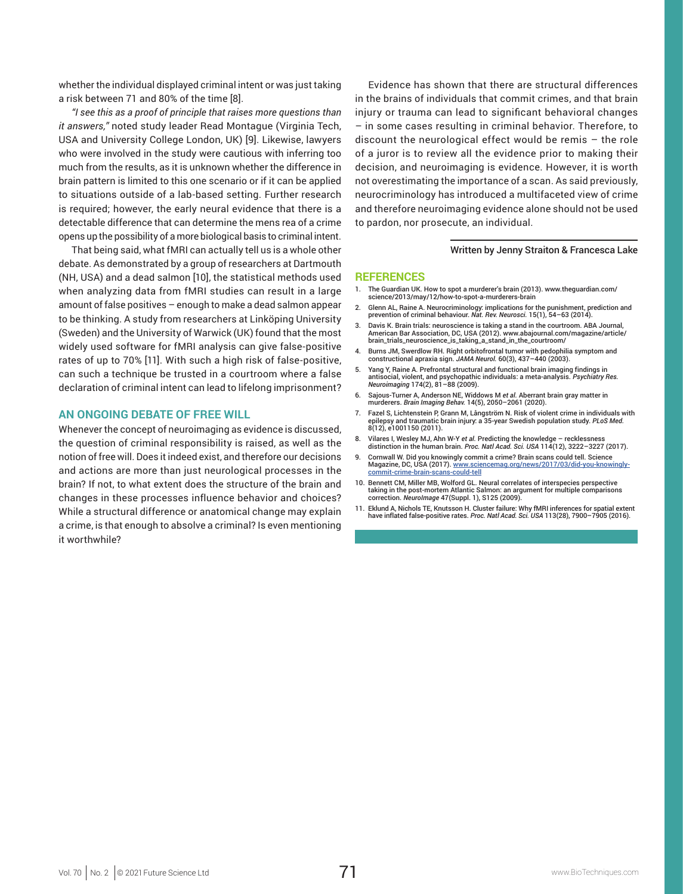whether the individual displayed criminal intent or was just taking a risk between 71 and 80% of the time [8].

*"I see this as a proof of principle that raises more questions than it answers,"* noted study leader Read Montague (Virginia Tech, USA and University College London, UK) [9]. Likewise, lawyers who were involved in the study were cautious with inferring too much from the results, as it is unknown whether the difference in brain pattern is limited to this one scenario or if it can be applied to situations outside of a lab-based setting. Further research is required; however, the early neural evidence that there is a detectable difference that can determine the mens rea of a crime opens up the possibility of a more biological basis to criminal intent.

That being said, what fMRI can actually tell us is a whole other debate. As demonstrated by a group of researchers at Dartmouth (NH, USA) and a dead salmon [10], the statistical methods used when analyzing data from fMRI studies can result in a large amount of false positives – enough to make a dead salmon appear to be thinking. A study from researchers at Linköping University (Sweden) and the University of Warwick (UK) found that the most widely used software for fMRI analysis can give false-positive rates of up to 70% [11]. With such a high risk of false-positive, can such a technique be trusted in a courtroom where a false declaration of criminal intent can lead to lifelong imprisonment?

## AN ONGOING DEBATE OF FREE WILL

Whenever the concept of neuroimaging as evidence is discussed, the question of criminal responsibility is raised, as well as the notion of free will. Does it indeed exist, and therefore our decisions and actions are more than just neurological processes in the brain? If not, to what extent does the structure of the brain and changes in these processes influence behavior and choices? While a structural difference or anatomical change may explain a crime, is that enough to absolve a criminal? Is even mentioning it worthwhile?

Evidence has shown that there are structural differences in the brains of individuals that commit crimes, and that brain injury or trauma can lead to significant behavioral changes – in some cases resulting in criminal behavior. Therefore, to discount the neurological effect would be remis – the role of a juror is to review all the evidence prior to making their decision, and neuroimaging is evidence. However, it is worth not overestimating the importance of a scan. As said previously, neurocriminology has introduced a multifaceted view of crime and therefore neuroimaging evidence alone should not be used to pardon, nor prosecute, an individual.

Written by Jenny Straiton & Francesca Lake

## REFERENCES

1. The Guardian UK. How to spot a murderer's brain (2013). www.theguardian.com/science/2013/may/12/how-to-spot-a-murderers-brain
2. Glenn AL, Raine A. Neurocriminology: implications for the punishment, prediction and prevention of criminal behaviour. *Nat. Rev. Neurosci.* 15(1), 54–63 (2014).
3. Davis K. Brain trials: neuroscience is taking a stand in the courtroom. ABA Journal, American Bar Association, DC, USA (2012). www.abajournal.com/magazine/article/brain_trials_neuroscience_is_taking_a_stand_in_the_courtroom/
4. Burns JM, Swerdlow RH. Right orbitofrontal tumor with pedophilia symptom and constructional apraxia sign. *JAMA Neurol.* 60(3), 437–440 (2003).
5. Yang Y, Raine A. Prefrontal structural and functional brain imaging findings in antisocial, violent, and psychopathic individuals: a meta-analysis. *Psychiatry Res. Neuroimaging* 174(2), 81–88 (2009).
6. Sajous-Turner A, Anderson NE, Widdows M *et al.* Aberrant brain gray matter in murderers. *Brain Imaging Behav.* 14(5), 2050–2061 (2020).
7. Fazel S, Lichtenstein P, Grann M, Långström N. Risk of violent crime in individuals with epilepsy and traumatic brain injury: a 35-year Swedish population study. *PLoS Med.* 8(12), e1001150 (2011).
8. Vilares I, Wesley MJ, Ahn W-Y *et al.* Predicting the knowledge – recklessness distinction in the human brain. *Proc. Natl Acad. Sci. USA* 114(12), 3222–3227 (2017).
9. Cornwall W. Did you knowingly commit a crime? Brain scans could tell. Science Magazine, DC, USA (2017). www.sciencemag.org/news/2017/03/did-you-knowingly-commit-crime-brain-scans-could-tell
10. Bennett CM, Miller MB, Wolford GL. Neural correlates of interspecies perspective taking in the post-mortem Atlantic Salmon: an argument for multiple comparisons correction. *NeuroImage* 47(Suppl. 1), S125 (2009).
11. Eklund A, Nichols TE, Knutsson H. Cluster failure: Why fMRI inferences for spatial extent have inflated false-positive rates. *Proc. Natl Acad. Sci. USA* 113(28), 7900–7905 (2016).